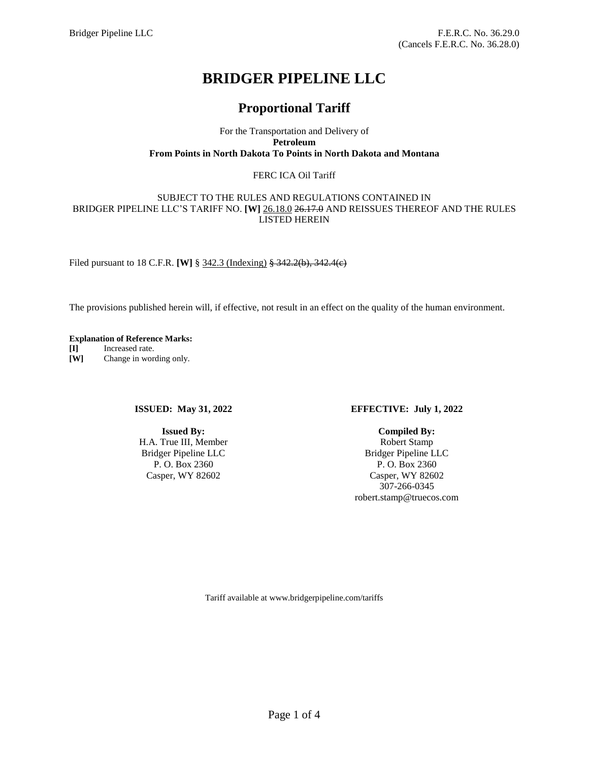Bridger Pipeline LLC

F.E.R.C. No. 36.29.0
(Cancels F.E.R.C. No. 36.28.0)

# BRIDGER PIPELINE LLC

## Proportional Tariff

For the Transportation and Delivery of
**Petroleum**
**From Points in North Dakota To Points in North Dakota and Montana**

FERC ICA Oil Tariff

SUBJECT TO THE RULES AND REGULATIONS CONTAINED IN BRIDGER PIPELINE LLC'S TARIFF NO. **[W]** 26.18.0 ~~26.17.0~~ AND REISSUES THEREOF AND THE RULES LISTED HEREIN

Filed pursuant to 18 C.F.R. **[W]** § 342.3 (Indexing) ~~§ 342.2(b), 342.4(c)~~

The provisions published herein will, if effective, not result in an effect on the quality of the human environment.

**Explanation of Reference Marks:**

**[I]** Increased rate.
**[W]** Change in wording only.

**ISSUED: May 31, 2022**

**EFFECTIVE: July 1, 2022**

**Issued By:**
H.A. True III, Member
Bridger Pipeline LLC
P. O. Box 2360
Casper, WY 82602

**Compiled By:**
Robert Stamp
Bridger Pipeline LLC
P. O. Box 2360
Casper, WY 82602
307-266-0345
robert.stamp@truecos.com

Tariff available at www.bridgerpipeline.com/tariffs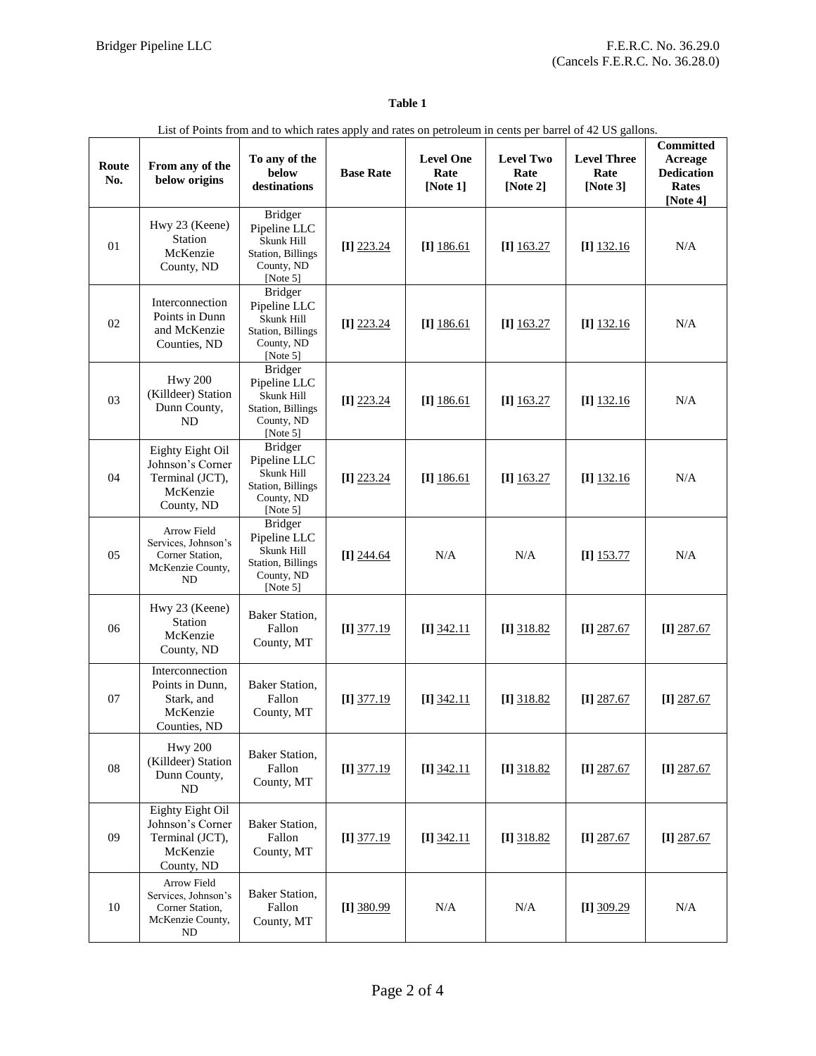Bridger Pipeline LLC

F.E.R.C. No. 36.29.0
(Cancels F.E.R.C. No. 36.28.0)

**Table 1**

List of Points from and to which rates apply and rates on petroleum in cents per barrel of 42 US gallons.

| Route No. | From any of the below origins | To any of the below destinations | Base Rate | Level One Rate [Note 1] | Level Two Rate [Note 2] | Level Three Rate [Note 3] | Committed Acreage Dedication Rates [Note 4] |
|---|---|---|---|---|---|---|---|
| 01 | Hwy 23 (Keene) Station McKenzie County, ND | Bridger Pipeline LLC Skunk Hill Station, Billings County, ND [Note 5] | **[I]** 223.24 | **[I]** 186.61 | **[I]** 163.27 | **[I]** 132.16 | N/A |
| 02 | Interconnection Points in Dunn and McKenzie Counties, ND | Bridger Pipeline LLC Skunk Hill Station, Billings County, ND [Note 5] | **[I]** 223.24 | **[I]** 186.61 | **[I]** 163.27 | **[I]** 132.16 | N/A |
| 03 | Hwy 200 (Killdeer) Station Dunn County, ND | Bridger Pipeline LLC Skunk Hill Station, Billings County, ND [Note 5] | **[I]** 223.24 | **[I]** 186.61 | **[I]** 163.27 | **[I]** 132.16 | N/A |
| 04 | Eighty Eight Oil Johnson's Corner Terminal (JCT), McKenzie County, ND | Bridger Pipeline LLC Skunk Hill Station, Billings County, ND [Note 5] | **[I]** 223.24 | **[I]** 186.61 | **[I]** 163.27 | **[I]** 132.16 | N/A |
| 05 | Arrow Field Services, Johnson's Corner Station, McKenzie County, ND | Bridger Pipeline LLC Skunk Hill Station, Billings County, ND [Note 5] | **[I]** 244.64 | N/A | N/A | **[I]** 153.77 | N/A |
| 06 | Hwy 23 (Keene) Station McKenzie County, ND | Baker Station, Fallon County, MT | **[I]** 377.19 | **[I]** 342.11 | **[I]** 318.82 | **[I]** 287.67 | **[I]** 287.67 |
| 07 | Interconnection Points in Dunn, Stark, and McKenzie Counties, ND | Baker Station, Fallon County, MT | **[I]** 377.19 | **[I]** 342.11 | **[I]** 318.82 | **[I]** 287.67 | **[I]** 287.67 |
| 08 | Hwy 200 (Killdeer) Station Dunn County, ND | Baker Station, Fallon County, MT | **[I]** 377.19 | **[I]** 342.11 | **[I]** 318.82 | **[I]** 287.67 | **[I]** 287.67 |
| 09 | Eighty Eight Oil Johnson's Corner Terminal (JCT), McKenzie County, ND | Baker Station, Fallon County, MT | **[I]** 377.19 | **[I]** 342.11 | **[I]** 318.82 | **[I]** 287.67 | **[I]** 287.67 |
| 10 | Arrow Field Services, Johnson's Corner Station, McKenzie County, ND | Baker Station, Fallon County, MT | **[I]** 380.99 | N/A | N/A | **[I]** 309.29 | N/A |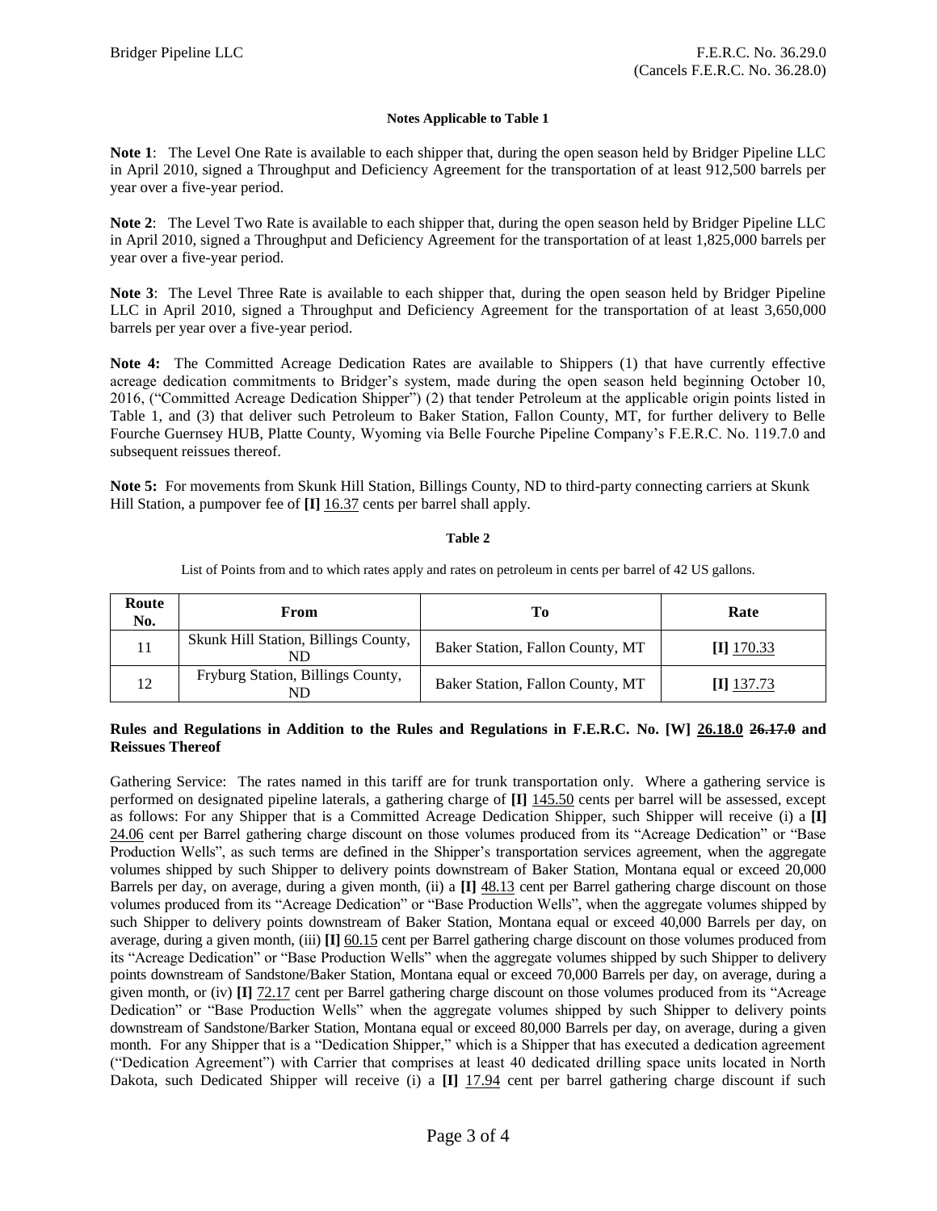**Notes Applicable to Table 1**

**Note 1**: The Level One Rate is available to each shipper that, during the open season held by Bridger Pipeline LLC in April 2010, signed a Throughput and Deficiency Agreement for the transportation of at least 912,500 barrels per year over a five-year period.

**Note 2**: The Level Two Rate is available to each shipper that, during the open season held by Bridger Pipeline LLC in April 2010, signed a Throughput and Deficiency Agreement for the transportation of at least 1,825,000 barrels per year over a five-year period.

**Note 3**: The Level Three Rate is available to each shipper that, during the open season held by Bridger Pipeline LLC in April 2010, signed a Throughput and Deficiency Agreement for the transportation of at least 3,650,000 barrels per year over a five-year period.

**Note 4:** The Committed Acreage Dedication Rates are available to Shippers (1) that have currently effective acreage dedication commitments to Bridger's system, made during the open season held beginning October 10, 2016, ("Committed Acreage Dedication Shipper") (2) that tender Petroleum at the applicable origin points listed in Table 1, and (3) that deliver such Petroleum to Baker Station, Fallon County, MT, for further delivery to Belle Fourche Guernsey HUB, Platte County, Wyoming via Belle Fourche Pipeline Company's F.E.R.C. No. 119.7.0 and subsequent reissues thereof.

**Note 5:** For movements from Skunk Hill Station, Billings County, ND to third-party connecting carriers at Skunk Hill Station, a pumpover fee of **[I]** 16.37 cents per barrel shall apply.

**Table 2**

List of Points from and to which rates apply and rates on petroleum in cents per barrel of 42 US gallons.

| Route No. | From | To | Rate |
|---|---|---|---|
| 11 | Skunk Hill Station, Billings County, ND | Baker Station, Fallon County, MT | **[I]** 170.33 |
| 12 | Fryburg Station, Billings County, ND | Baker Station, Fallon County, MT | **[I]** 137.73 |

**Rules and Regulations in Addition to the Rules and Regulations in F.E.R.C. No. [W] 26.18.0 ~~26.17.0~~ and Reissues Thereof**

Gathering Service: The rates named in this tariff are for trunk transportation only. Where a gathering service is performed on designated pipeline laterals, a gathering charge of **[I]** 145.50 cents per barrel will be assessed, except as follows: For any Shipper that is a Committed Acreage Dedication Shipper, such Shipper will receive (i) a **[I]** 24.06 cent per Barrel gathering charge discount on those volumes produced from its "Acreage Dedication" or "Base Production Wells", as such terms are defined in the Shipper's transportation services agreement, when the aggregate volumes shipped by such Shipper to delivery points downstream of Baker Station, Montana equal or exceed 20,000 Barrels per day, on average, during a given month, (ii) a **[I]** 48.13 cent per Barrel gathering charge discount on those volumes produced from its "Acreage Dedication" or "Base Production Wells", when the aggregate volumes shipped by such Shipper to delivery points downstream of Baker Station, Montana equal or exceed 40,000 Barrels per day, on average, during a given month, (iii) **[I]** 60.15 cent per Barrel gathering charge discount on those volumes produced from its "Acreage Dedication" or "Base Production Wells" when the aggregate volumes shipped by such Shipper to delivery points downstream of Sandstone/Baker Station, Montana equal or exceed 70,000 Barrels per day, on average, during a given month, or (iv) **[I]** 72.17 cent per Barrel gathering charge discount on those volumes produced from its "Acreage Dedication" or "Base Production Wells" when the aggregate volumes shipped by such Shipper to delivery points downstream of Sandstone/Barker Station, Montana equal or exceed 80,000 Barrels per day, on average, during a given month. For any Shipper that is a "Dedication Shipper," which is a Shipper that has executed a dedication agreement ("Dedication Agreement") with Carrier that comprises at least 40 dedicated drilling space units located in North Dakota, such Dedicated Shipper will receive (i) a **[I]** 17.94 cent per barrel gathering charge discount if such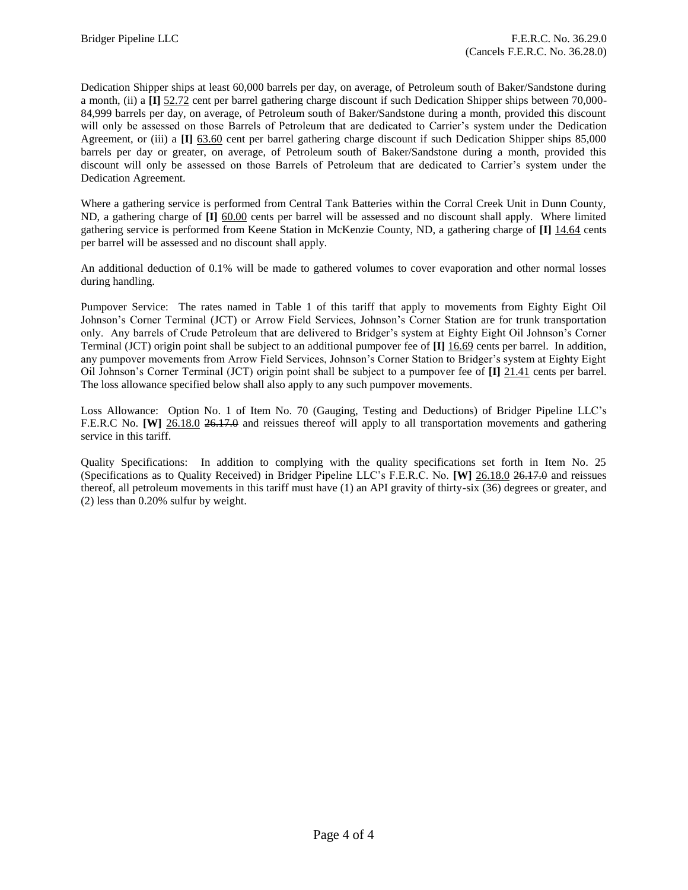Dedication Shipper ships at least 60,000 barrels per day, on average, of Petroleum south of Baker/Sandstone during a month, (ii) a **[I]** 52.72 cent per barrel gathering charge discount if such Dedication Shipper ships between 70,000-84,999 barrels per day, on average, of Petroleum south of Baker/Sandstone during a month, provided this discount will only be assessed on those Barrels of Petroleum that are dedicated to Carrier's system under the Dedication Agreement, or (iii) a **[I]** 63.60 cent per barrel gathering charge discount if such Dedication Shipper ships 85,000 barrels per day or greater, on average, of Petroleum south of Baker/Sandstone during a month, provided this discount will only be assessed on those Barrels of Petroleum that are dedicated to Carrier's system under the Dedication Agreement.

Where a gathering service is performed from Central Tank Batteries within the Corral Creek Unit in Dunn County, ND, a gathering charge of **[I]** 60.00 cents per barrel will be assessed and no discount shall apply. Where limited gathering service is performed from Keene Station in McKenzie County, ND, a gathering charge of **[I]** 14.64 cents per barrel will be assessed and no discount shall apply.

An additional deduction of 0.1% will be made to gathered volumes to cover evaporation and other normal losses during handling.

Pumpover Service: The rates named in Table 1 of this tariff that apply to movements from Eighty Eight Oil Johnson's Corner Terminal (JCT) or Arrow Field Services, Johnson's Corner Station are for trunk transportation only. Any barrels of Crude Petroleum that are delivered to Bridger's system at Eighty Eight Oil Johnson's Corner Terminal (JCT) origin point shall be subject to an additional pumpover fee of **[I]** 16.69 cents per barrel. In addition, any pumpover movements from Arrow Field Services, Johnson's Corner Station to Bridger's system at Eighty Eight Oil Johnson's Corner Terminal (JCT) origin point shall be subject to a pumpover fee of **[I]** 21.41 cents per barrel. The loss allowance specified below shall also apply to any such pumpover movements.

Loss Allowance: Option No. 1 of Item No. 70 (Gauging, Testing and Deductions) of Bridger Pipeline LLC's F.E.R.C No. **[W]** 26.18.0 ~~26.17.0~~ and reissues thereof will apply to all transportation movements and gathering service in this tariff.

Quality Specifications: In addition to complying with the quality specifications set forth in Item No. 25 (Specifications as to Quality Received) in Bridger Pipeline LLC's F.E.R.C. No. **[W]** 26.18.0 ~~26.17.0~~ and reissues thereof, all petroleum movements in this tariff must have (1) an API gravity of thirty-six (36) degrees or greater, and (2) less than 0.20% sulfur by weight.